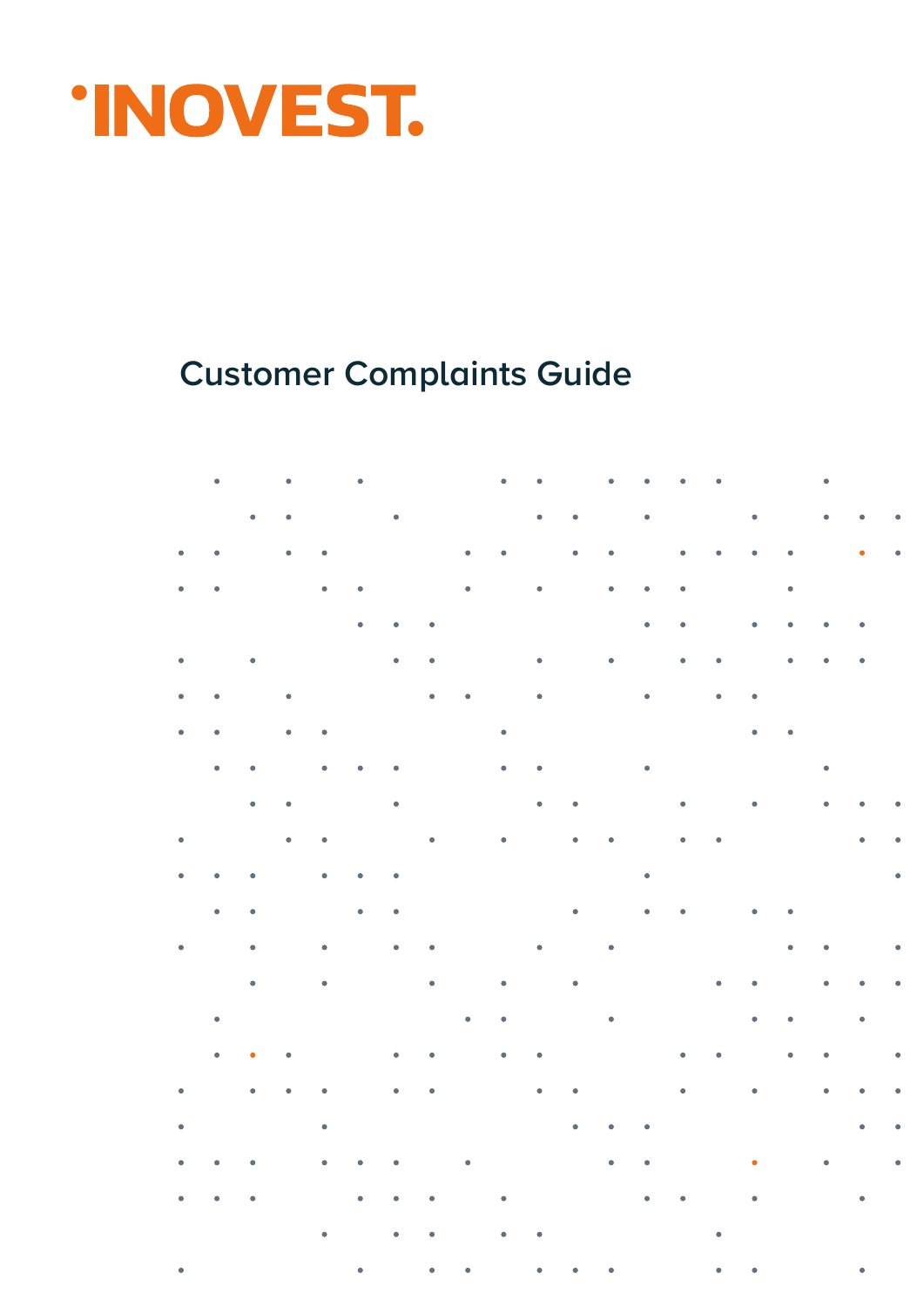# 'INOVEST.

## Customer Complaints Guide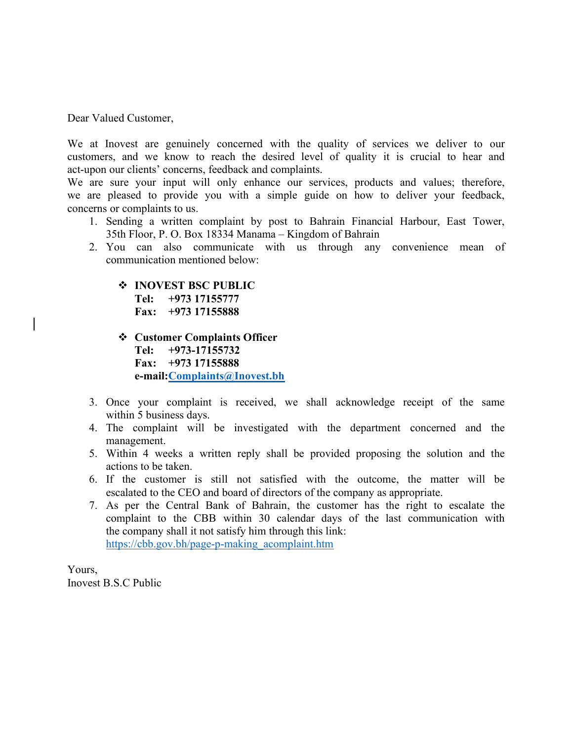Dear Valued Customer,

We at Inovest are genuinely concerned with the quality of services we deliver to our customers, and we know to reach the desired level of quality it is crucial to hear and act-upon our clients' concerns, feedback and complaints.
We are sure your input will only enhance our services, products and values; therefore, we are pleased to provide you with a simple guide on how to deliver your feedback, concerns or complaints to us.

1. Sending a written complaint by post to Bahrain Financial Harbour, East Tower, 35th Floor, P. O. Box 18334 Manama – Kingdom of Bahrain
2. You can also communicate with us through any convenience mean of communication mentioned below:

   - **INOVEST BSC PUBLIC**
     **Tel: +973 17155777**
     **Fax: +973 17155888**

   - **Customer Complaints Officer**
     **Tel: +973-17155732**
     **Fax: +973 17155888**
     **e-mail:Complaints@Inovest.bh**

3. Once your complaint is received, we shall acknowledge receipt of the same within 5 business days.
4. The complaint will be investigated with the department concerned and the management.
5. Within 4 weeks a written reply shall be provided proposing the solution and the actions to be taken.
6. If the customer is still not satisfied with the outcome, the matter will be escalated to the CEO and board of directors of the company as appropriate.
7. As per the Central Bank of Bahrain, the customer has the right to escalate the complaint to the CBB within 30 calendar days of the last communication with the company shall it not satisfy him through this link: https://cbb.gov.bh/page-p-making_acomplaint.htm

Yours,
Inovest B.S.C Public